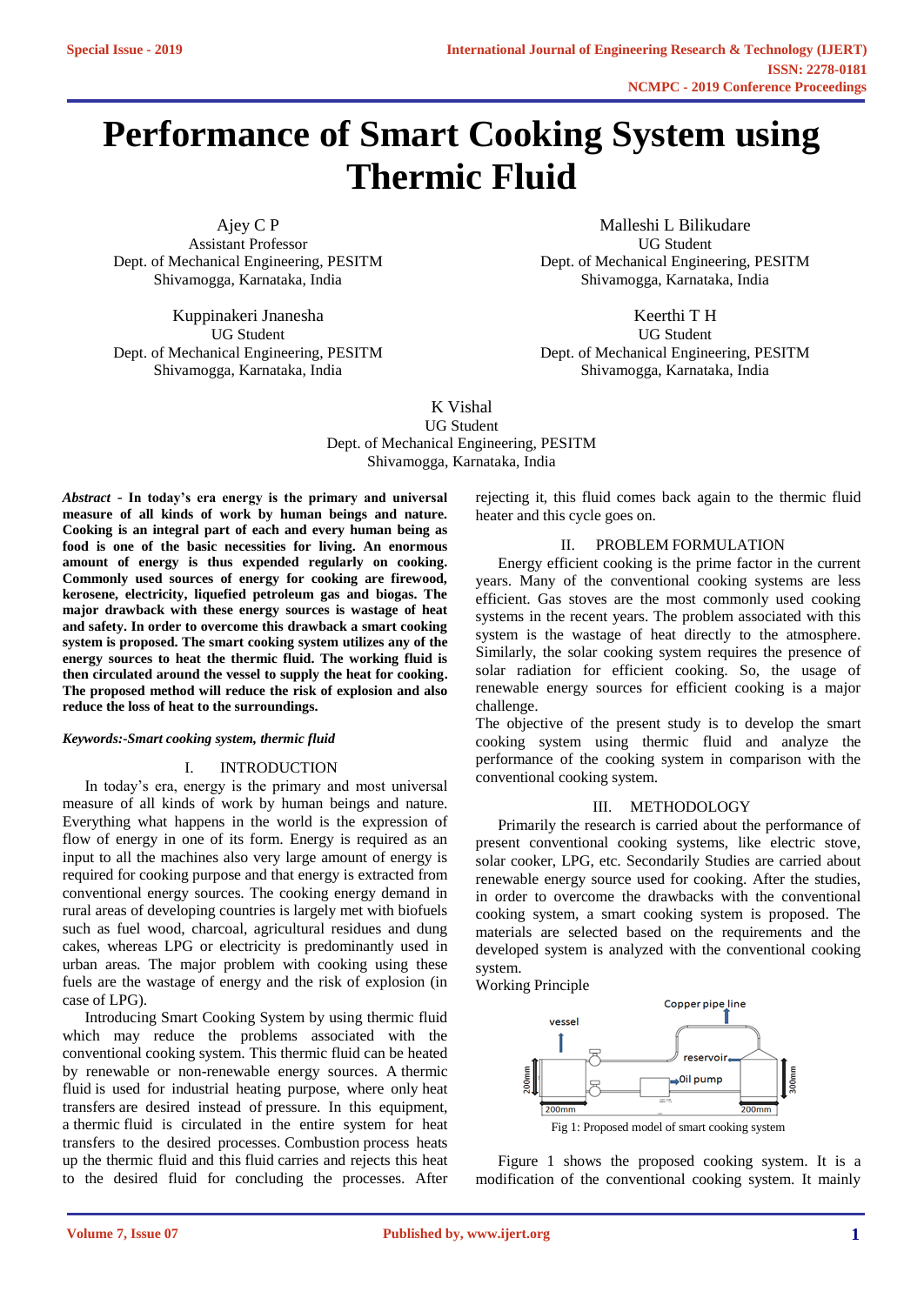# Performance of Smart Cooking System using Thermic Fluid

Ajey C P
Assistant Professor
Dept. of Mechanical Engineering, PESITM
Shivamogga, Karnataka, India

Malleshi L Bilikudare
UG Student
Dept. of Mechanical Engineering, PESITM
Shivamogga, Karnataka, India

Kuppinakeri Jnanesha
UG Student
Dept. of Mechanical Engineering, PESITM
Shivamogga, Karnataka, India

Keerthi T H
UG Student
Dept. of Mechanical Engineering, PESITM
Shivamogga, Karnataka, India

K Vishal
UG Student
Dept. of Mechanical Engineering, PESITM
Shivamogga, Karnataka, India

***Abstract* - In today's era energy is the primary and universal measure of all kinds of work by human beings and nature. Cooking is an integral part of each and every human being as food is one of the basic necessities for living. An enormous amount of energy is thus expended regularly on cooking. Commonly used sources of energy for cooking are firewood, kerosene, electricity, liquefied petroleum gas and biogas. The major drawback with these energy sources is wastage of heat and safety. In order to overcome this drawback a smart cooking system is proposed. The smart cooking system utilizes any of the energy sources to heat the thermic fluid. The working fluid is then circulated around the vessel to supply the heat for cooking. The proposed method will reduce the risk of explosion and also reduce the loss of heat to the surroundings.**

***Keywords:-Smart cooking system, thermic fluid***

## I. INTRODUCTION

In today's era, energy is the primary and most universal measure of all kinds of work by human beings and nature. Everything what happens in the world is the expression of flow of energy in one of its form. Energy is required as an input to all the machines also very large amount of energy is required for cooking purpose and that energy is extracted from conventional energy sources. The cooking energy demand in rural areas of developing countries is largely met with biofuels such as fuel wood, charcoal, agricultural residues and dung cakes, whereas LPG or electricity is predominantly used in urban areas. The major problem with cooking using these fuels are the wastage of energy and the risk of explosion (in case of LPG).

Introducing Smart Cooking System by using thermic fluid which may reduce the problems associated with the conventional cooking system. This thermic fluid can be heated by renewable or non-renewable energy sources. A thermic fluid is used for industrial heating purpose, where only heat transfers are desired instead of pressure. In this equipment, a thermic fluid is circulated in the entire system for heat transfers to the desired processes. Combustion process heats up the thermic fluid and this fluid carries and rejects this heat to the desired fluid for concluding the processes. After rejecting it, this fluid comes back again to the thermic fluid heater and this cycle goes on.

## II. PROBLEM FORMULATION

Energy efficient cooking is the prime factor in the current years. Many of the conventional cooking systems are less efficient. Gas stoves are the most commonly used cooking systems in the recent years. The problem associated with this system is the wastage of heat directly to the atmosphere. Similarly, the solar cooking system requires the presence of solar radiation for efficient cooking. So, the usage of renewable energy sources for efficient cooking is a major challenge.

The objective of the present study is to develop the smart cooking system using thermic fluid and analyze the performance of the cooking system in comparison with the conventional cooking system.

## III. METHODOLOGY

Primarily the research is carried about the performance of present conventional cooking systems, like electric stove, solar cooker, LPG, etc. Secondarily Studies are carried about renewable energy source used for cooking. After the studies, in order to overcome the drawbacks with the conventional cooking system, a smart cooking system is proposed. The materials are selected based on the requirements and the developed system is analyzed with the conventional cooking system.

Working Principle

Fig 1: Proposed model of smart cooking system

Figure 1 shows the proposed cooking system. It is a modification of the conventional cooking system. It mainly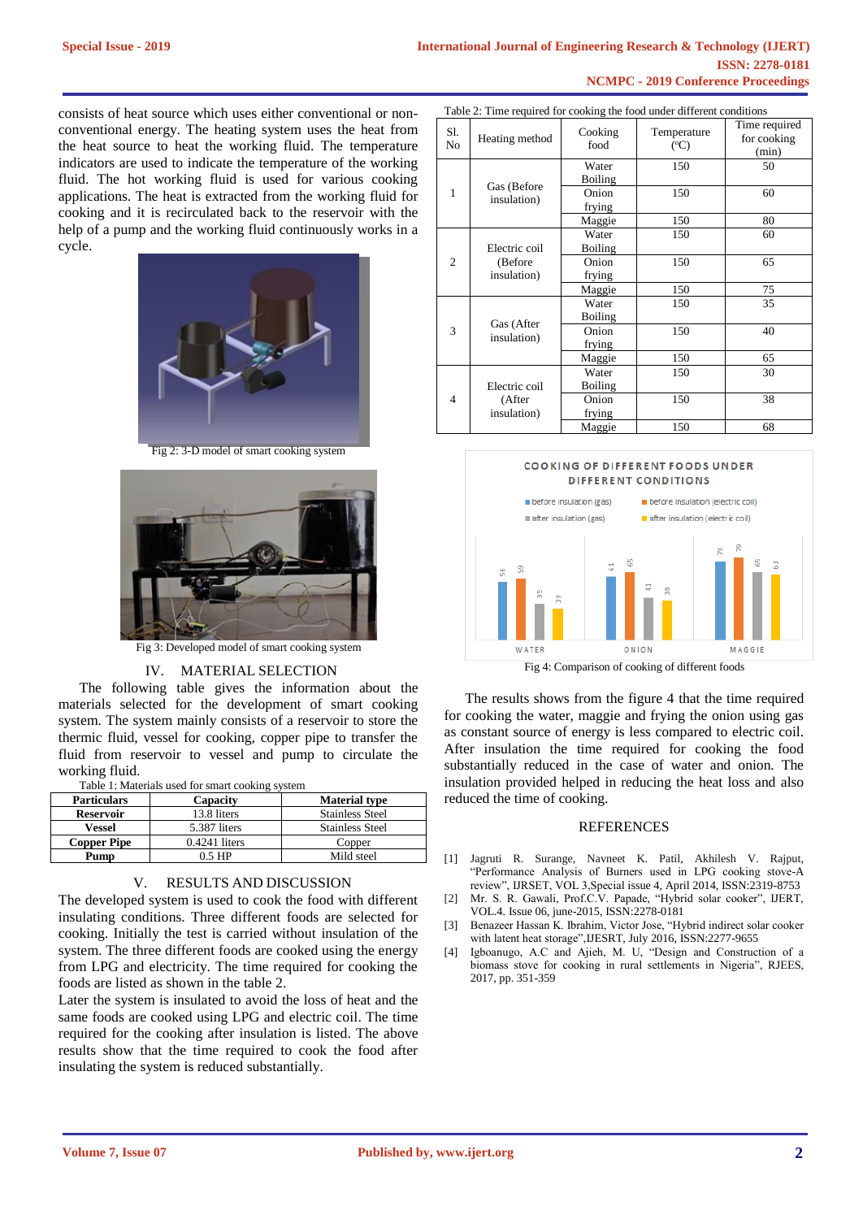consists of heat source which uses either conventional or non-conventional energy. The heating system uses the heat from the heat source to heat the working fluid. The temperature indicators are used to indicate the temperature of the working fluid. The hot working fluid is used for various cooking applications. The heat is extracted from the working fluid for cooking and it is recirculated back to the reservoir with the help of a pump and the working fluid continuously works in a cycle.

Fig 2: 3-D model of smart cooking system

Fig 3: Developed model of smart cooking system

## IV. MATERIAL SELECTION

The following table gives the information about the materials selected for the development of smart cooking system. The system mainly consists of a reservoir to store the thermic fluid, vessel for cooking, copper pipe to transfer the fluid from reservoir to vessel and pump to circulate the working fluid.

Table 1: Materials used for smart cooking system

| Particulars | Capacity | Material type |
|---|---|---|
| **Reservoir** | 13.8 liters | Stainless Steel |
| **Vessel** | 5.387 liters | Stainless Steel |
| **Copper Pipe** | 0.4241 liters | Copper |
| **Pump** | 0.5 HP | Mild steel |

## V. RESULTS AND DISCUSSION

The developed system is used to cook the food with different insulating conditions. Three different foods are selected for cooking. Initially the test is carried without insulation of the system. The three different foods are cooked using the energy from LPG and electricity. The time required for cooking the foods are listed as shown in the table 2.

Later the system is insulated to avoid the loss of heat and the same foods are cooked using LPG and electric coil. The time required for the cooking after insulation is listed. The above results show that the time required to cook the food after insulating the system is reduced substantially.

Table 2: Time required for cooking the food under different conditions

| Sl. No | Heating method | Cooking food | Temperature (°C) | Time required for cooking (min) |
|---|---|---|---|---|
| 1 | Gas (Before insulation) | Water Boiling | 150 | 50 |
| | | Onion frying | 150 | 60 |
| | | Maggie | 150 | 80 |
| 2 | Electric coil (Before insulation) | Water Boiling | 150 | 60 |
| | | Onion frying | 150 | 65 |
| | | Maggie | 150 | 75 |
| 3 | Gas (After insulation) | Water Boiling | 150 | 35 |
| | | Onion frying | 150 | 40 |
| | | Maggie | 150 | 65 |
| 4 | Electric coil (After insulation) | Water Boiling | 150 | 30 |
| | | Onion frying | 150 | 38 |
| | | Maggie | 150 | 68 |

COOKING OF DIFFERENT FOODS UNDER DIFFERENT CONDITIONS

before insulation (gas)
before insulation (electric coil)
after insulation (gas)
after insulation (electric coil)

56 59 35 30
61 65 41 38
76 79 65 63

WATER
ONION
MAGGIE

Fig 4: Comparison of cooking of different foods

The results shows from the figure 4 that the time required for cooking the water, maggie and frying the onion using gas as constant source of energy is less compared to electric coil. After insulation the time required for cooking the food substantially reduced in the case of water and onion. The insulation provided helped in reducing the heat loss and also reduced the time of cooking.

## REFERENCES

[1] Jagruti R. Surange, Navneet K. Patil, Akhilesh V. Rajput, "Performance Analysis of Burners used in LPG cooking stove-A review", IJRSET, VOL 3,Special issue 4, April 2014, ISSN:2319-8753

[2] Mr. S. R. Gawali, Prof.C.V. Papade, "Hybrid solar cooker", IJERT, VOL.4. Issue 06, june-2015, ISSN:2278-0181

[3] Benazeer Hassan K. Ibrahim, Victor Jose, "Hybrid indirect solar cooker with latent heat storage",IJESRT, July 2016, ISSN:2277-9655

[4] Igboanugo, A.C and Ajieh, M. U, "Design and Construction of a biomass stove for cooking in rural settlements in Nigeria", RJEES, 2017, pp. 351-359